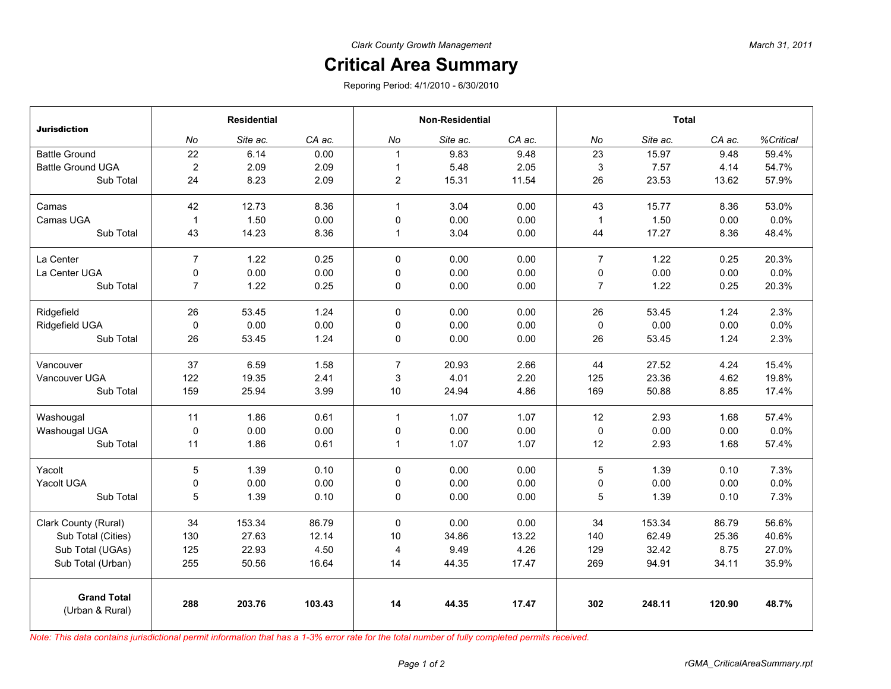*Clark County Growth Management*

*March 31, 2011*

# Critical Area Summary

Reporing Period: 4/1/2010 - 6/30/2010

| Jurisdiction | Residential | | | Non-Residential | | | Total | | | |
|---|---|---|---|---|---|---|---|---|---|---|
| | *No* | *Site ac.* | *CA ac.* | *No* | *Site ac.* | *CA ac.* | *No* | *Site ac.* | *CA ac.* | *%Critical* |
| Battle Ground | 22 | 6.14 | 0.00 | 1 | 9.83 | 9.48 | 23 | 15.97 | 9.48 | 59.4% |
| Battle Ground UGA | 2 | 2.09 | 2.09 | 1 | 5.48 | 2.05 | 3 | 7.57 | 4.14 | 54.7% |
| Sub Total | 24 | 8.23 | 2.09 | 2 | 15.31 | 11.54 | 26 | 23.53 | 13.62 | 57.9% |
| Camas | 42 | 12.73 | 8.36 | 1 | 3.04 | 0.00 | 43 | 15.77 | 8.36 | 53.0% |
| Camas UGA | 1 | 1.50 | 0.00 | 0 | 0.00 | 0.00 | 1 | 1.50 | 0.00 | 0.0% |
| Sub Total | 43 | 14.23 | 8.36 | 1 | 3.04 | 0.00 | 44 | 17.27 | 8.36 | 48.4% |
| La Center | 7 | 1.22 | 0.25 | 0 | 0.00 | 0.00 | 7 | 1.22 | 0.25 | 20.3% |
| La Center UGA | 0 | 0.00 | 0.00 | 0 | 0.00 | 0.00 | 0 | 0.00 | 0.00 | 0.0% |
| Sub Total | 7 | 1.22 | 0.25 | 0 | 0.00 | 0.00 | 7 | 1.22 | 0.25 | 20.3% |
| Ridgefield | 26 | 53.45 | 1.24 | 0 | 0.00 | 0.00 | 26 | 53.45 | 1.24 | 2.3% |
| Ridgefield UGA | 0 | 0.00 | 0.00 | 0 | 0.00 | 0.00 | 0 | 0.00 | 0.00 | 0.0% |
| Sub Total | 26 | 53.45 | 1.24 | 0 | 0.00 | 0.00 | 26 | 53.45 | 1.24 | 2.3% |
| Vancouver | 37 | 6.59 | 1.58 | 7 | 20.93 | 2.66 | 44 | 27.52 | 4.24 | 15.4% |
| Vancouver UGA | 122 | 19.35 | 2.41 | 3 | 4.01 | 2.20 | 125 | 23.36 | 4.62 | 19.8% |
| Sub Total | 159 | 25.94 | 3.99 | 10 | 24.94 | 4.86 | 169 | 50.88 | 8.85 | 17.4% |
| Washougal | 11 | 1.86 | 0.61 | 1 | 1.07 | 1.07 | 12 | 2.93 | 1.68 | 57.4% |
| Washougal UGA | 0 | 0.00 | 0.00 | 0 | 0.00 | 0.00 | 0 | 0.00 | 0.00 | 0.0% |
| Sub Total | 11 | 1.86 | 0.61 | 1 | 1.07 | 1.07 | 12 | 2.93 | 1.68 | 57.4% |
| Yacolt | 5 | 1.39 | 0.10 | 0 | 0.00 | 0.00 | 5 | 1.39 | 0.10 | 7.3% |
| Yacolt UGA | 0 | 0.00 | 0.00 | 0 | 0.00 | 0.00 | 0 | 0.00 | 0.00 | 0.0% |
| Sub Total | 5 | 1.39 | 0.10 | 0 | 0.00 | 0.00 | 5 | 1.39 | 0.10 | 7.3% |
| Clark County (Rural) | 34 | 153.34 | 86.79 | 0 | 0.00 | 0.00 | 34 | 153.34 | 86.79 | 56.6% |
| Sub Total (Cities) | 130 | 27.63 | 12.14 | 10 | 34.86 | 13.22 | 140 | 62.49 | 25.36 | 40.6% |
| Sub Total (UGAs) | 125 | 22.93 | 4.50 | 4 | 9.49 | 4.26 | 129 | 32.42 | 8.75 | 27.0% |
| Sub Total (Urban) | 255 | 50.56 | 16.64 | 14 | 44.35 | 17.47 | 269 | 94.91 | 34.11 | 35.9% |
| **Grand Total** (Urban & Rural) | **288** | **203.76** | **103.43** | **14** | **44.35** | **17.47** | **302** | **248.11** | **120.90** | **48.7%** |

*Note: This data contains jurisdictional permit information that has a 1-3% error rate for the total number of fully completed permits received.*

*rGMA_CriticalAreaSummary.rpt*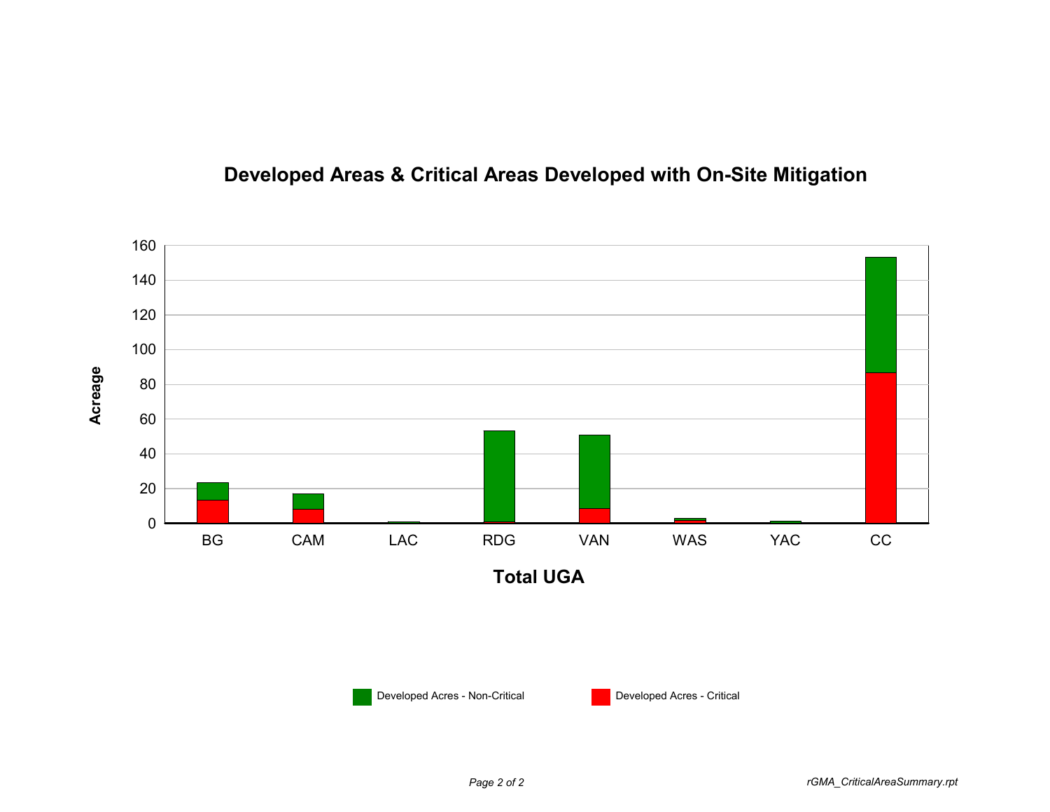## Developed Areas & Critical Areas Developed with On-Site Mitigation

Acreage

160
140
120
100
80
60
40
20
0

BG CAM LAC RDG VAN WAS YAC CC

**Total UGA**

Developed Acres - Non-Critical

Developed Acres - Critical

*rGMA_CriticalAreaSummary.rpt*